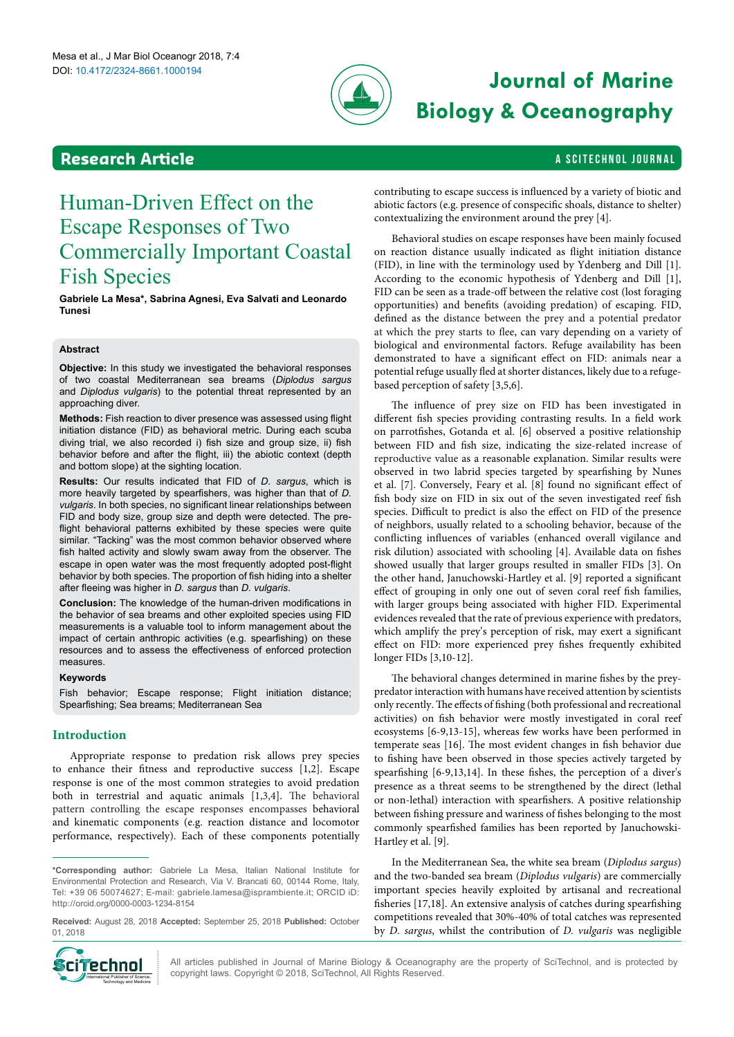# Human-Driven Effect on the Escape Responses of Two Commercially Important Coastal Fish Species

**Gabriele La Mesa*, Sabrina Agnesi, Eva Salvati and Leonardo Tunesi**

## Abstract

**Objective:** In this study we investigated the behavioral responses of two coastal Mediterranean sea breams (*Diplodus sargus* and *Diplodus vulgaris*) to the potential threat represented by an approaching diver.

**Methods:** Fish reaction to diver presence was assessed using flight initiation distance (FID) as behavioral metric. During each scuba diving trial, we also recorded i) fish size and group size, ii) fish behavior before and after the flight, iii) the abiotic context (depth and bottom slope) at the sighting location.

**Results:** Our results indicated that FID of *D. sargus*, which is more heavily targeted by spearfishers, was higher than that of *D. vulgaris*. In both species, no significant linear relationships between FID and body size, group size and depth were detected. The pre-flight behavioral patterns exhibited by these species were quite similar. "Tacking" was the most common behavior observed where fish halted activity and slowly swam away from the observer. The escape in open water was the most frequently adopted post-flight behavior by both species. The proportion of fish hiding into a shelter after fleeing was higher in *D. sargus* than *D. vulgaris*.

**Conclusion:** The knowledge of the human-driven modifications in the behavior of sea breams and other exploited species using FID measurements is a valuable tool to inform management about the impact of certain anthropic activities (e.g. spearfishing) on these resources and to assess the effectiveness of enforced protection measures.

### Keywords

Fish behavior; Escape response; Flight initiation distance; Spearfishing; Sea breams; Mediterranean Sea

## Introduction

Appropriate response to predation risk allows prey species to enhance their fitness and reproductive success [1,2]. Escape response is one of the most common strategies to avoid predation both in terrestrial and aquatic animals [1,3,4]. The behavioral pattern controlling the escape responses encompasses behavioral and kinematic components (e.g. reaction distance and locomotor performance, respectively). Each of these components potentially contributing to escape success is influenced by a variety of biotic and abiotic factors (e.g. presence of conspecific shoals, distance to shelter) contextualizing the environment around the prey [4].

Behavioral studies on escape responses have been mainly focused on reaction distance usually indicated as flight initiation distance (FID), in line with the terminology used by Ydenberg and Dill [1]. According to the economic hypothesis of Ydenberg and Dill [1], FID can be seen as a trade-off between the relative cost (lost foraging opportunities) and benefits (avoiding predation) of escaping. FID, defined as the distance between the prey and a potential predator at which the prey starts to flee, can vary depending on a variety of biological and environmental factors. Refuge availability has been demonstrated to have a significant effect on FID: animals near a potential refuge usually fled at shorter distances, likely due to a refuge-based perception of safety [3,5,6].

The influence of prey size on FID has been investigated in different fish species providing contrasting results. In a field work on parrotfishes, Gotanda et al. [6] observed a positive relationship between FID and fish size, indicating the size-related increase of reproductive value as a reasonable explanation. Similar results were observed in two labrid species targeted by spearfishing by Nunes et al. [7]. Conversely, Feary et al. [8] found no significant effect of fish body size on FID in six out of the seven investigated reef fish species. Difficult to predict is also the effect on FID of the presence of neighbors, usually related to a schooling behavior, because of the conflicting influences of variables (enhanced overall vigilance and risk dilution) associated with schooling [4]. Available data on fishes showed usually that larger groups resulted in smaller FIDs [3]. On the other hand, Januchowski-Hartley et al. [9] reported a significant effect of grouping in only one out of seven coral reef fish families, with larger groups being associated with higher FID. Experimental evidences revealed that the rate of previous experience with predators, which amplify the prey's perception of risk, may exert a significant effect on FID: more experienced prey fishes frequently exhibited longer FIDs [3,10-12].

The behavioral changes determined in marine fishes by the prey-predator interaction with humans have received attention by scientists only recently. The effects of fishing (both professional and recreational activities) on fish behavior were mostly investigated in coral reef ecosystems [6-9,13-15], whereas few works have been performed in temperate seas [16]. The most evident changes in fish behavior due to fishing have been observed in those species actively targeted by spearfishing [6-9,13,14]. In these fishes, the perception of a diver's presence as a threat seems to be strengthened by the direct (lethal or non-lethal) interaction with spearfishers. A positive relationship between fishing pressure and wariness of fishes belonging to the most commonly spearfished families has been reported by Januchowski-Hartley et al. [9].

In the Mediterranean Sea, the white sea bream (*Diplodus sargus*) and the two-banded sea bream (*Diplodus vulgaris*) are commercially important species heavily exploited by artisanal and recreational fisheries [17,18]. An extensive analysis of catches during spearfishing competitions revealed that 30%-40% of total catches was represented by *D. sargus*, whilst the contribution of *D. vulgaris* was negligible

---

***Corresponding author:** Gabriele La Mesa, Italian National Institute for Environmental Protection and Research, Via V. Brancati 60, 00144 Rome, Italy, Tel: +39 06 50074627; E-mail: gabriele.lamesa@isprambiente.it; ORCID iD: http://orcid.org/0000-0003-1234-8154

**Received:** August 28, 2018 **Accepted:** September 25, 2018 **Published:** October 01, 2018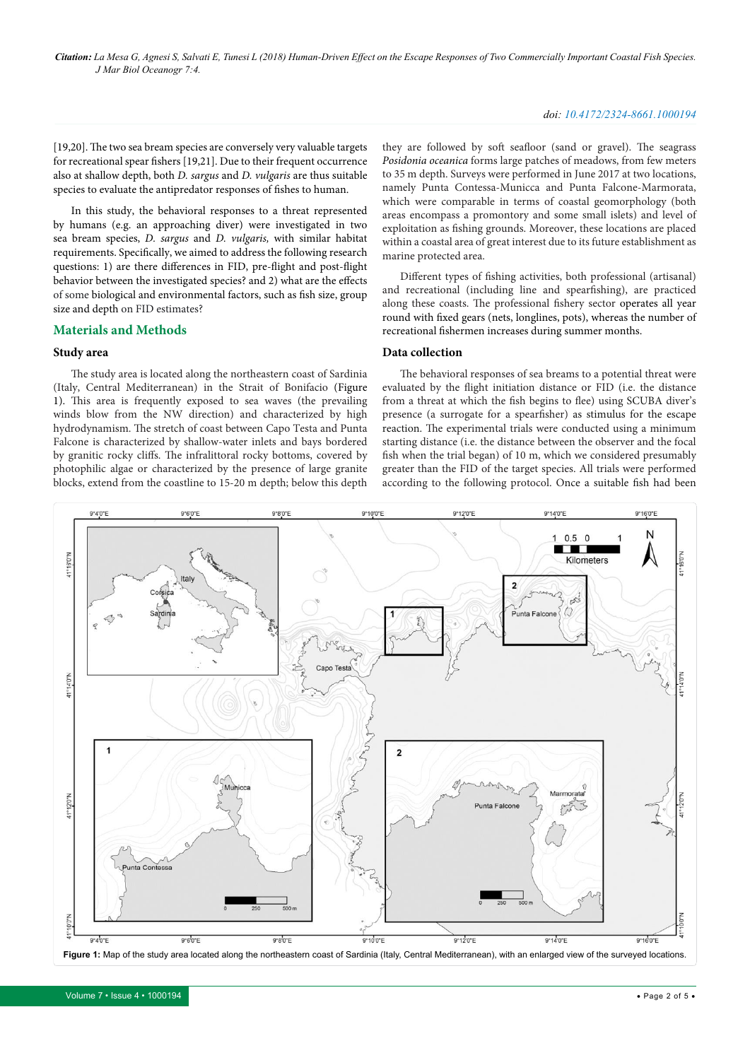[19,20]. The two sea bream species are conversely very valuable targets for recreational spear fishers [19,21]. Due to their frequent occurrence also at shallow depth, both *D. sargus* and *D. vulgaris* are thus suitable species to evaluate the antipredator responses of fishes to human.

In this study, the behavioral responses to a threat represented by humans (e.g. an approaching diver) were investigated in two sea bream species, *D. sargus* and *D. vulgaris,* with similar habitat requirements. Specifically, we aimed to address the following research questions: 1) are there differences in FID, pre-flight and post-flight behavior between the investigated species? and 2) what are the effects of some biological and environmental factors, such as fish size, group size and depth on FID estimates?

## Materials and Methods

### Study area

The study area is located along the northeastern coast of Sardinia (Italy, Central Mediterranean) in the Strait of Bonifacio (Figure 1). This area is frequently exposed to sea waves (the prevailing winds blow from the NW direction) and characterized by high hydrodynamism. The stretch of coast between Capo Testa and Punta Falcone is characterized by shallow-water inlets and bays bordered by granitic rocky cliffs. The infralittoral rocky bottoms, covered by photophilic algae or characterized by the presence of large granite blocks, extend from the coastline to 15-20 m depth; below this depth they are followed by soft seafloor (sand or gravel). The seagrass *Posidonia oceanica* forms large patches of meadows, from few meters to 35 m depth. Surveys were performed in June 2017 at two locations, namely Punta Contessa-Municca and Punta Falcone-Marmorata, which were comparable in terms of coastal geomorphology (both areas encompass a promontory and some small islets) and level of exploitation as fishing grounds. Moreover, these locations are placed within a coastal area of great interest due to its future establishment as marine protected area.

Different types of fishing activities, both professional (artisanal) and recreational (including line and spearfishing), are practiced along these coasts. The professional fishery sector operates all year round with fixed gears (nets, longlines, pots), whereas the number of recreational fishermen increases during summer months.

### Data collection

The behavioral responses of sea breams to a potential threat were evaluated by the flight initiation distance or FID (i.e. the distance from a threat at which the fish begins to flee) using SCUBA diver's presence (a surrogate for a spearfisher) as stimulus for the escape reaction. The experimental trials were conducted using a minimum starting distance (i.e. the distance between the observer and the focal fish when the trial began) of 10 m, which we considered presumably greater than the FID of the target species. All trials were performed according to the following protocol. Once a suitable fish had been

**Figure 1:** Map of the study area located along the northeastern coast of Sardinia (Italy, Central Mediterranean), with an enlarged view of the surveyed locations.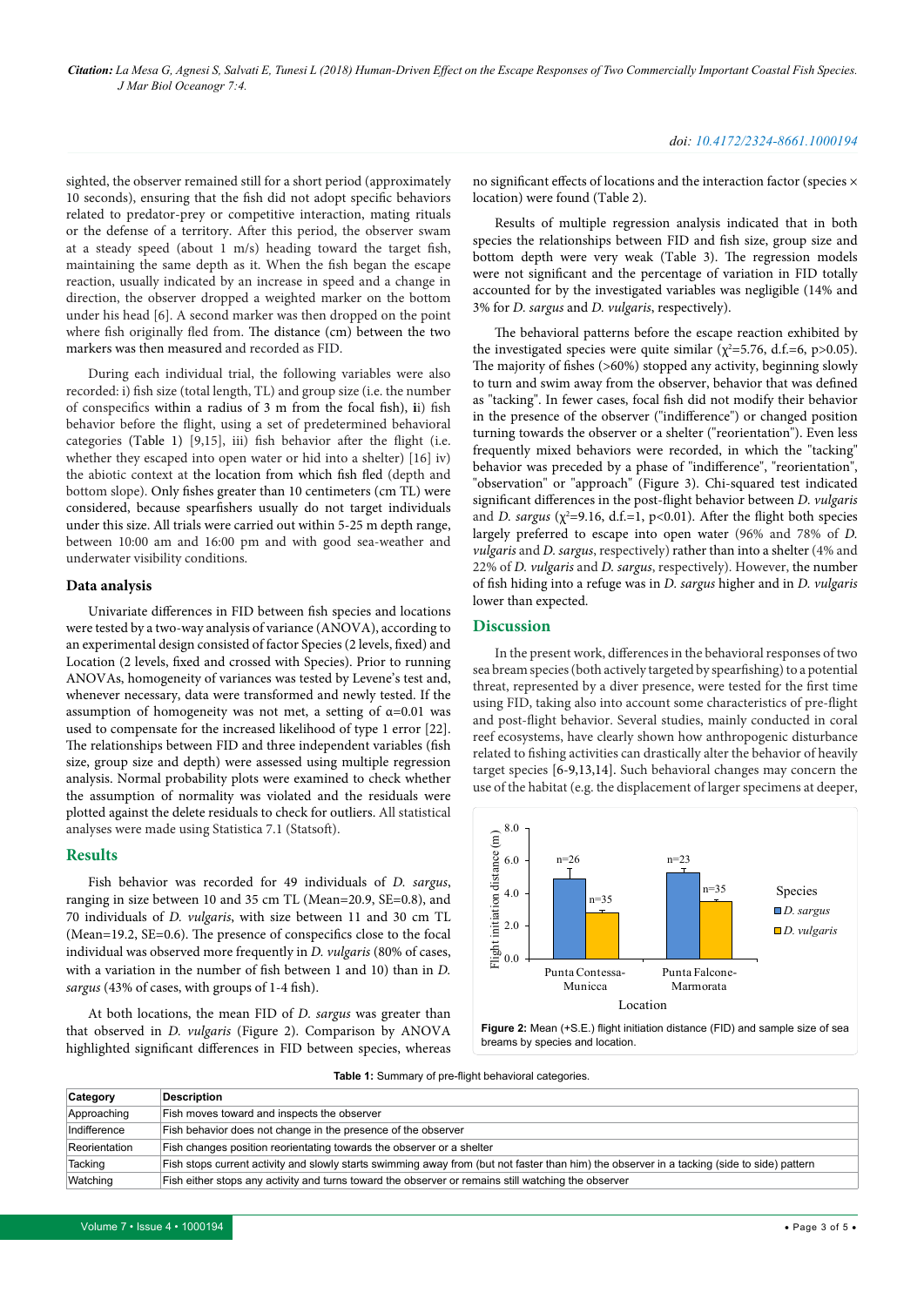sighted, the observer remained still for a short period (approximately 10 seconds), ensuring that the fish did not adopt specific behaviors related to predator-prey or competitive interaction, mating rituals or the defense of a territory. After this period, the observer swam at a steady speed (about 1 m/s) heading toward the target fish, maintaining the same depth as it. When the fish began the escape reaction, usually indicated by an increase in speed and a change in direction, the observer dropped a weighted marker on the bottom under his head [6]. A second marker was then dropped on the point where fish originally fled from. The distance (cm) between the two markers was then measured and recorded as FID.

During each individual trial, the following variables were also recorded: i) fish size (total length, TL) and group size (i.e. the number of conspecifics within a radius of 3 m from the focal fish), **ii**) fish behavior before the flight, using a set of predetermined behavioral categories (Table 1) [9,15], iii) fish behavior after the flight (i.e. whether they escaped into open water or hid into a shelter) [16] iv) the abiotic context at the location from which fish fled (depth and bottom slope). Only fishes greater than 10 centimeters (cm TL) were considered, because spearfishers usually do not target individuals under this size. All trials were carried out within 5-25 m depth range, between 10:00 am and 16:00 pm and with good sea-weather and underwater visibility conditions.

### Data analysis

Univariate differences in FID between fish species and locations were tested by a two-way analysis of variance (ANOVA), according to an experimental design consisted of factor Species (2 levels, fixed) and Location (2 levels, fixed and crossed with Species). Prior to running ANOVAs, homogeneity of variances was tested by Levene's test and, whenever necessary, data were transformed and newly tested. If the assumption of homogeneity was not met, a setting of $\alpha=0.01$ was used to compensate for the increased likelihood of type 1 error [22]. The relationships between FID and three independent variables (fish size, group size and depth) were assessed using multiple regression analysis. Normal probability plots were examined to check whether the assumption of normality was violated and the residuals were plotted against the delete residuals to check for outliers. All statistical analyses were made using Statistica 7.1 (Statsoft).

## Results

Fish behavior was recorded for 49 individuals of *D. sargus*, ranging in size between 10 and 35 cm TL (Mean=20.9, SE=0.8), and 70 individuals of *D. vulgaris*, with size between 11 and 30 cm TL (Mean=19.2, SE=0.6). The presence of conspecifics close to the focal individual was observed more frequently in *D. vulgaris* (80% of cases, with a variation in the number of fish between 1 and 10) than in *D. sargus* (43% of cases, with groups of 1-4 fish).

At both locations, the mean FID of *D. sargus* was greater than that observed in *D. vulgaris* (Figure 2). Comparison by ANOVA highlighted significant differences in FID between species, whereas no significant effects of locations and the interaction factor (species × location) were found (Table 2).

Results of multiple regression analysis indicated that in both species the relationships between FID and fish size, group size and bottom depth were very weak (Table 3). The regression models were not significant and the percentage of variation in FID totally accounted for by the investigated variables was negligible (14% and 3% for *D. sargus* and *D. vulgaris*, respectively).

The behavioral patterns before the escape reaction exhibited by the investigated species were quite similar ($\chi^2=5.76$, d.f.=6, $p>0.05$). The majority of fishes (>60%) stopped any activity, beginning slowly to turn and swim away from the observer, behavior that was defined as "tacking". In fewer cases, focal fish did not modify their behavior in the presence of the observer ("indifference") or changed position turning towards the observer or a shelter ("reorientation"). Even less frequently mixed behaviors were recorded, in which the "tacking" behavior was preceded by a phase of "indifference", "reorientation", "observation" or "approach" (Figure 3). Chi-squared test indicated significant differences in the post-flight behavior between *D. vulgaris* and *D. sargus* ($\chi^2=9.16$, d.f.=1, $p<0.01$). After the flight both species largely preferred to escape into open water (96% and 78% of *D. vulgaris* and *D. sargus*, respectively) rather than into a shelter (4% and 22% of *D. vulgaris* and *D. sargus*, respectively). However, the number of fish hiding into a refuge was in *D. sargus* higher and in *D. vulgaris* lower than expected.

## Discussion

In the present work, differences in the behavioral responses of two sea bream species (both actively targeted by spearfishing) to a potential threat, represented by a diver presence, were tested for the first time using FID, taking also into account some characteristics of pre-flight and post-flight behavior. Several studies, mainly conducted in coral reef ecosystems, have clearly shown how anthropogenic disturbance related to fishing activities can drastically alter the behavior of heavily target species [6-9,13,14]. Such behavioral changes may concern the use of the habitat (e.g. the displacement of larger specimens at deeper,

**Figure 2:** Mean (+S.E.) flight initiation distance (FID) and sample size of sea breams by species and location.

**Table 1:** Summary of pre-flight behavioral categories.

| Category | Description |
|---|---|
| Approaching | Fish moves toward and inspects the observer |
| Indifference | Fish behavior does not change in the presence of the observer |
| Reorientation | Fish changes position reorientating towards the observer or a shelter |
| Tacking | Fish stops current activity and slowly starts swimming away from (but not faster than him) the observer in a tacking (side to side) pattern |
| Watching | Fish either stops any activity and turns toward the observer or remains still watching the observer |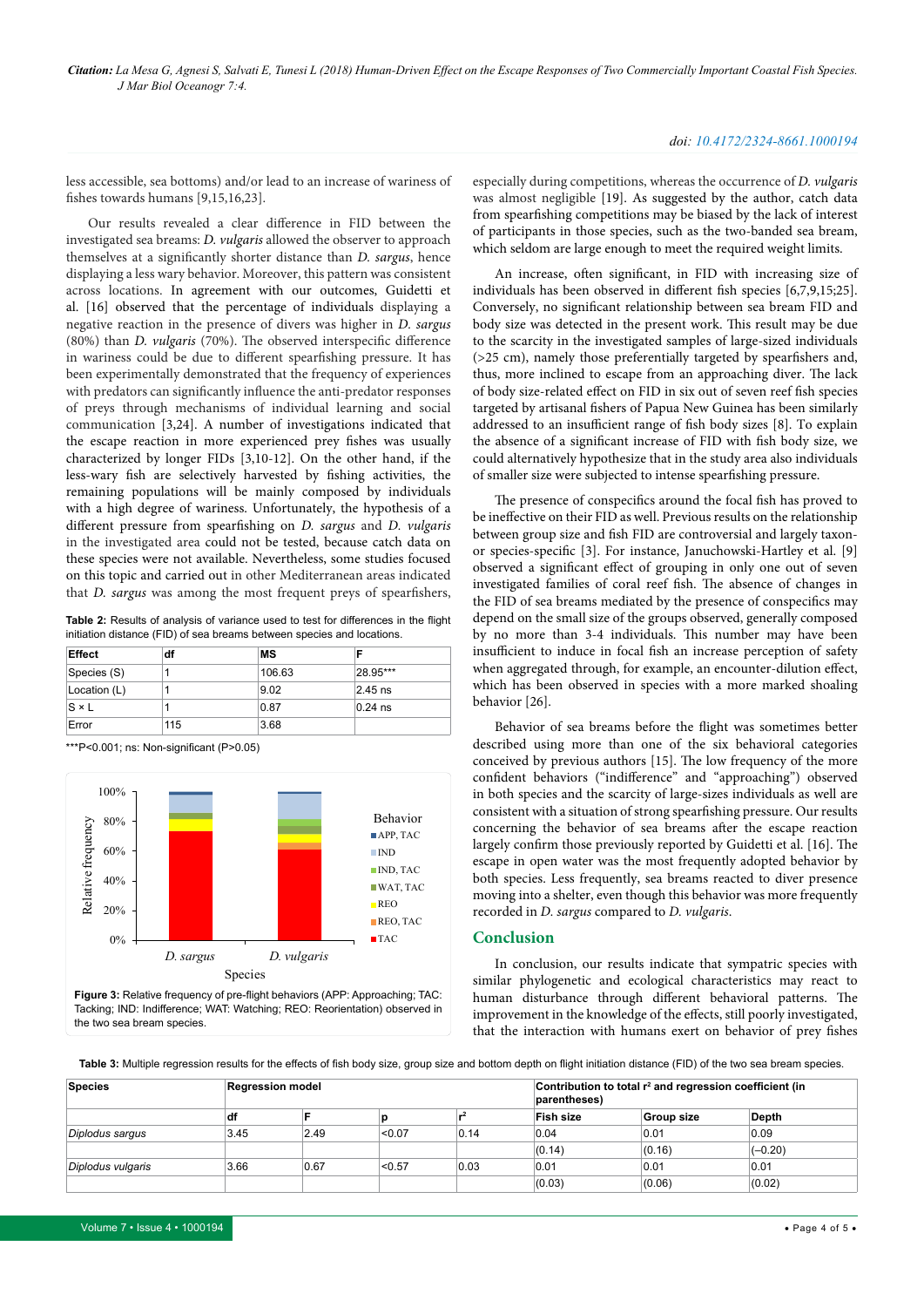less accessible, sea bottoms) and/or lead to an increase of wariness of fishes towards humans [9,15,16,23].

Our results revealed a clear difference in FID between the investigated sea breams: *D. vulgaris* allowed the observer to approach themselves at a significantly shorter distance than *D. sargus*, hence displaying a less wary behavior. Moreover, this pattern was consistent across locations. In agreement with our outcomes, Guidetti et al. [16] observed that the percentage of individuals displaying a negative reaction in the presence of divers was higher in *D. sargus* (80%) than *D. vulgaris* (70%). The observed interspecific difference in wariness could be due to different spearfishing pressure. It has been experimentally demonstrated that the frequency of experiences with predators can significantly influence the anti-predator responses of preys through mechanisms of individual learning and social communication [3,24]. A number of investigations indicated that the escape reaction in more experienced prey fishes was usually characterized by longer FIDs [3,10-12]. On the other hand, if the less-wary fish are selectively harvested by fishing activities, the remaining populations will be mainly composed by individuals with a high degree of wariness. Unfortunately, the hypothesis of a different pressure from spearfishing on *D. sargus* and *D. vulgaris* in the investigated area could not be tested, because catch data on these species were not available. Nevertheless, some studies focused on this topic and carried out in other Mediterranean areas indicated that *D. sargus* was among the most frequent preys of spearfishers,

**Table 2:** Results of analysis of variance used to test for differences in the flight initiation distance (FID) of sea breams between species and locations.

| Effect | df | MS | F |
|---|---|---|---|
| Species (S) | 1 | 106.63 | 28.95*** |
| Location (L) | 1 | 9.02 | 2.45 ns |
| S × L | 1 | 0.87 | 0.24 ns |
| Error | 115 | 3.68 | |

***P<0.001; ns: Non-significant (P>0.05)

**Figure 3:** Relative frequency of pre-flight behaviors (APP: Approaching; TAC: Tacking; IND: Indifference; WAT: Watching; REO: Reorientation) observed in the two sea bream species.

especially during competitions, whereas the occurrence of *D. vulgaris* was almost negligible [19]. As suggested by the author, catch data from spearfishing competitions may be biased by the lack of interest of participants in those species, such as the two-banded sea bream, which seldom are large enough to meet the required weight limits.

An increase, often significant, in FID with increasing size of individuals has been observed in different fish species [6,7,9,15;25]. Conversely, no significant relationship between sea bream FID and body size was detected in the present work. This result may be due to the scarcity in the investigated samples of large-sized individuals (>25 cm), namely those preferentially targeted by spearfishers and, thus, more inclined to escape from an approaching diver. The lack of body size-related effect on FID in six out of seven reef fish species targeted by artisanal fishers of Papua New Guinea has been similarly addressed to an insufficient range of fish body sizes [8]. To explain the absence of a significant increase of FID with fish body size, we could alternatively hypothesize that in the study area also individuals of smaller size were subjected to intense spearfishing pressure.

The presence of conspecifics around the focal fish has proved to be ineffective on their FID as well. Previous results on the relationship between group size and fish FID are controversial and largely taxon- or species-specific [3]. For instance, Januchowski-Hartley et al. [9] observed a significant effect of grouping in only one out of seven investigated families of coral reef fish. The absence of changes in the FID of sea breams mediated by the presence of conspecifics may depend on the small size of the groups observed, generally composed by no more than 3-4 individuals. This number may have been insufficient to induce in focal fish an increase perception of safety when aggregated through, for example, an encounter-dilution effect, which has been observed in species with a more marked shoaling behavior [26].

Behavior of sea breams before the flight was sometimes better described using more than one of the six behavioral categories conceived by previous authors [15]. The low frequency of the more confident behaviors ("indifference" and "approaching") observed in both species and the scarcity of large-sizes individuals as well are consistent with a situation of strong spearfishing pressure. Our results concerning the behavior of sea breams after the escape reaction largely confirm those previously reported by Guidetti et al. [16]. The escape in open water was the most frequently adopted behavior by both species. Less frequently, sea breams reacted to diver presence moving into a shelter, even though this behavior was more frequently recorded in *D. sargus* compared to *D. vulgaris*.

## Conclusion

In conclusion, our results indicate that sympatric species with similar phylogenetic and ecological characteristics may react to human disturbance through different behavioral patterns. The improvement in the knowledge of the effects, still poorly investigated, that the interaction with humans exert on behavior of prey fishes

**Table 3:** Multiple regression results for the effects of fish body size, group size and bottom depth on flight initiation distance (FID) of the two sea bream species.

| Species | Regression model | | | | Contribution to total $r^2$ and regression coefficient (in parentheses) | | |
|---|---|---|---|---|---|---|---|
| | df | F | p | $r^2$ | Fish size | Group size | Depth |
| *Diplodus sargus* | 3.45 | 2.49 | <0.07 | 0.14 | 0.04 | 0.01 | 0.09 |
| | | | | | (0.14) | (0.16) | (–0.20) |
| *Diplodus vulgaris* | 3.66 | 0.67 | <0.57 | 0.03 | 0.01 | 0.01 | 0.01 |
| | | | | | (0.03) | (0.06) | (0.02) |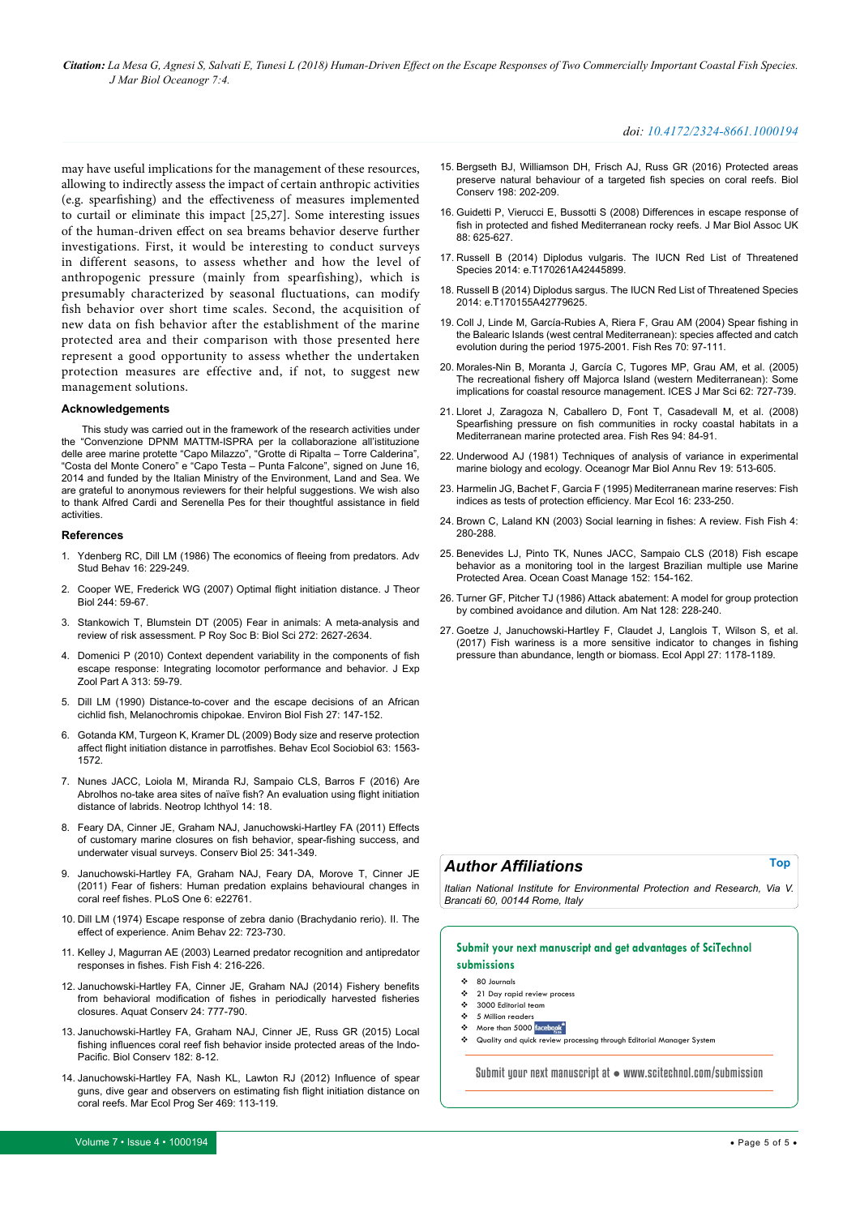may have useful implications for the management of these resources, allowing to indirectly assess the impact of certain anthropic activities (e.g. spearfishing) and the effectiveness of measures implemented to curtail or eliminate this impact [25,27]. Some interesting issues of the human-driven effect on sea breams behavior deserve further investigations. First, it would be interesting to conduct surveys in different seasons, to assess whether and how the level of anthropogenic pressure (mainly from spearfishing), which is presumably characterized by seasonal fluctuations, can modify fish behavior over short time scales. Second, the acquisition of new data on fish behavior after the establishment of the marine protected area and their comparison with those presented here represent a good opportunity to assess whether the undertaken protection measures are effective and, if not, to suggest new management solutions.

#### Acknowledgements

This study was carried out in the framework of the research activities under the "Convenzione DPNM MATTM-ISPRA per la collaborazione all'istituzione delle aree marine protette "Capo Milazzo", "Grotte di Ripalta – Torre Calderina", "Costa del Monte Conero" e "Capo Testa – Punta Falcone", signed on June 16, 2014 and funded by the Italian Ministry of the Environment, Land and Sea. We are grateful to anonymous reviewers for their helpful suggestions. We wish also to thank Alfred Cardi and Serenella Pes for their thoughtful assistance in field activities.

#### References

1. Ydenberg RC, Dill LM (1986) The economics of fleeing from predators. Adv Stud Behav 16: 229-249.
2. Cooper WE, Frederick WG (2007) Optimal flight initiation distance. J Theor Biol 244: 59-67.
3. Stankowich T, Blumstein DT (2005) Fear in animals: A meta-analysis and review of risk assessment. P Roy Soc B: Biol Sci 272: 2627-2634.
4. Domenici P (2010) Context dependent variability in the components of fish escape response: Integrating locomotor performance and behavior. J Exp Zool Part A 313: 59-79.
5. Dill LM (1990) Distance-to-cover and the escape decisions of an African cichlid fish, Melanochromis chipokae. Environ Biol Fish 27: 147-152.
6. Gotanda KM, Turgeon K, Kramer DL (2009) Body size and reserve protection affect flight initiation distance in parrotfishes. Behav Ecol Sociobiol 63: 1563-1572.
7. Nunes JACC, Loiola M, Miranda RJ, Sampaio CLS, Barros F (2016) Are Abrolhos no-take area sites of naïve fish? An evaluation using flight initiation distance of labrids. Neotrop Ichthyol 14: 18.
8. Feary DA, Cinner JE, Graham NAJ, Januchowski-Hartley FA (2011) Effects of customary marine closures on fish behavior, spear-fishing success, and underwater visual surveys. Conserv Biol 25: 341-349.
9. Januchowski-Hartley FA, Graham NAJ, Feary DA, Morove T, Cinner JE (2011) Fear of fishers: Human predation explains behavioural changes in coral reef fishes. PLoS One 6: e22761.
10. Dill LM (1974) Escape response of zebra danio (Brachydanio rerio). II. The effect of experience. Anim Behav 22: 723-730.
11. Kelley J, Magurran AE (2003) Learned predator recognition and antipredator responses in fishes. Fish Fish 4: 216-226.
12. Januchowski-Hartley FA, Cinner JE, Graham NAJ (2014) Fishery benefits from behavioral modification of fishes in periodically harvested fisheries closures. Aquat Conserv 24: 777-790.
13. Januchowski-Hartley FA, Graham NAJ, Cinner JE, Russ GR (2015) Local fishing influences coral reef fish behavior inside protected areas of the Indo-Pacific. Biol Conserv 182: 8-12.
14. Januchowski-Hartley FA, Nash KL, Lawton RJ (2012) Influence of spear guns, dive gear and observers on estimating fish flight initiation distance on coral reefs. Mar Ecol Prog Ser 469: 113-119.
15. Bergseth BJ, Williamson DH, Frisch AJ, Russ GR (2016) Protected areas preserve natural behaviour of a targeted fish species on coral reefs. Biol Conserv 198: 202-209.
16. Guidetti P, Vierucci E, Bussotti S (2008) Differences in escape response of fish in protected and fished Mediterranean rocky reefs. J Mar Biol Assoc UK 88: 625-627.
17. Russell B (2014) Diplodus vulgaris. The IUCN Red List of Threatened Species 2014: e.T170261A42445899.
18. Russell B (2014) Diplodus sargus. The IUCN Red List of Threatened Species 2014: e.T170155A42779625.
19. Coll J, Linde M, García-Rubies A, Riera F, Grau AM (2004) Spear fishing in the Balearic Islands (west central Mediterranean): species affected and catch evolution during the period 1975-2001. Fish Res 70: 97-111.
20. Morales-Nin B, Moranta J, García C, Tugores MP, Grau AM, et al. (2005) The recreational fishery off Majorca Island (western Mediterranean): Some implications for coastal resource management. ICES J Mar Sci 62: 727-739.
21. Lloret J, Zaragoza N, Caballero D, Font T, Casadevall M, et al. (2008) Spearfishing pressure on fish communities in rocky coastal habitats in a Mediterranean marine protected area. Fish Res 94: 84-91.
22. Underwood AJ (1981) Techniques of analysis of variance in experimental marine biology and ecology. Oceanogr Mar Biol Annu Rev 19: 513-605.
23. Harmelin JG, Bachet F, Garcia F (1995) Mediterranean marine reserves: Fish indices as tests of protection efficiency. Mar Ecol 16: 233-250.
24. Brown C, Laland KN (2003) Social learning in fishes: A review. Fish Fish 4: 280-288.
25. Benevides LJ, Pinto TK, Nunes JACC, Sampaio CLS (2018) Fish escape behavior as a monitoring tool in the largest Brazilian multiple use Marine Protected Area. Ocean Coast Manage 152: 154-162.
26. Turner GF, Pitcher TJ (1986) Attack abatement: A model for group protection by combined avoidance and dilution. Am Nat 128: 228-240.
27. Goetze J, Januchowski-Hartley F, Claudet J, Langlois T, Wilson S, et al. (2017) Fish wariness is a more sensitive indicator to changes in fishing pressure than abundance, length or biomass. Ecol Appl 27: 1178-1189.

#### Author Affiliations

*Italian National Institute for Environmental Protection and Research, Via V. Brancati 60, 00144 Rome, Italy*